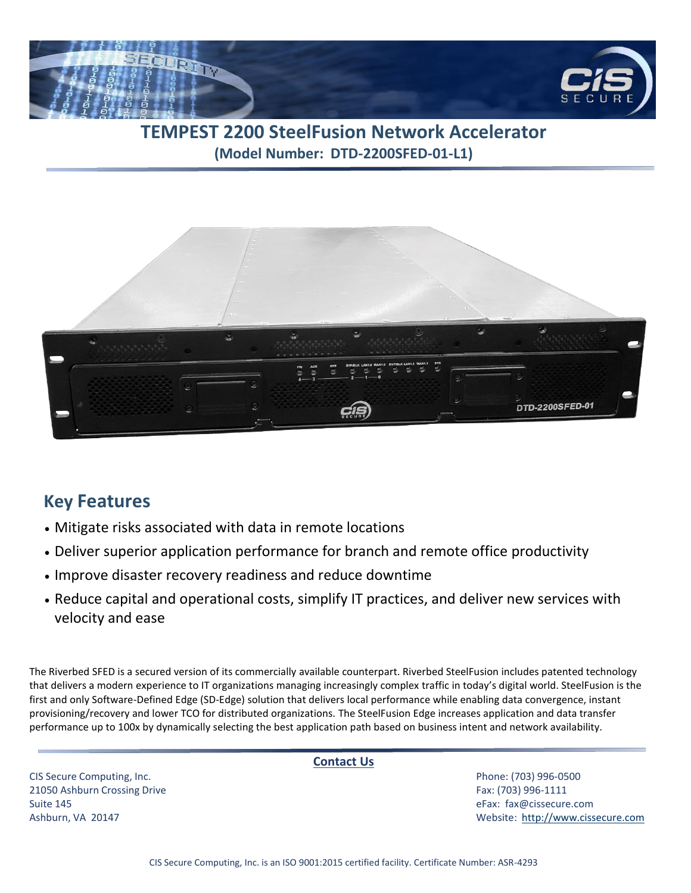# TEMPEST 2200 SteelFusion Network Accelerator

**(Model Number: DTD-2200SFED-01-L1)**

## Key Features

- Mitigate risks associated with data in remote locations
- Deliver superior application performance for branch and remote office productivity
- Improve disaster recovery readiness and reduce downtime
- Reduce capital and operational costs, simplify IT practices, and deliver new services with velocity and ease

The Riverbed SFED is a secured version of its commercially available counterpart. Riverbed SteelFusion includes patented technology that delivers a modern experience to IT organizations managing increasingly complex traffic in today's digital world. SteelFusion is the first and only Software-Defined Edge (SD-Edge) solution that delivers local performance while enabling data convergence, instant provisioning/recovery and lower TCO for distributed organizations. The SteelFusion Edge increases application and data transfer performance up to 100x by dynamically selecting the best application path based on business intent and network availability.

**Contact Us**

CIS Secure Computing, Inc.
21050 Ashburn Crossing Drive
Suite 145
Ashburn, VA 20147

Phone: (703) 996-0500
Fax: (703) 996-1111
eFax: fax@cissecure.com
Website: http://www.cissecure.com

CIS Secure Computing, Inc. is an ISO 9001:2015 certified facility. Certificate Number: ASR-4293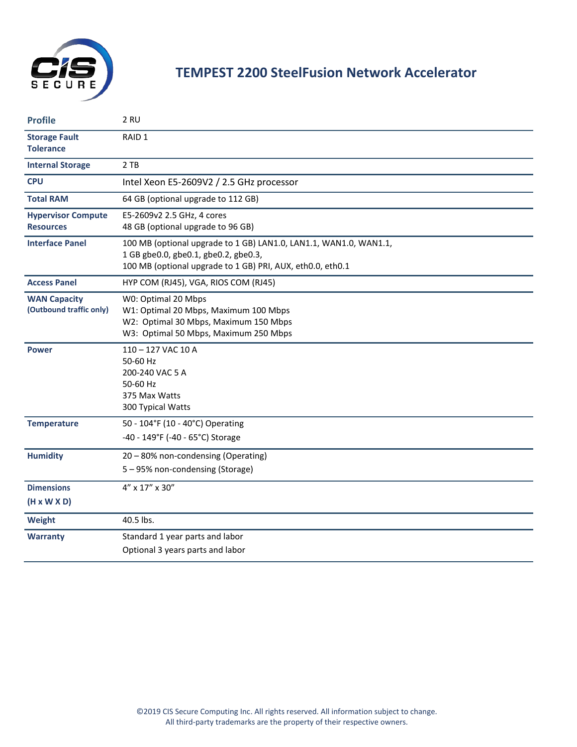# TEMPEST 2200 SteelFusion Network Accelerator

| | |
|---|---|
| **Profile** | 2 RU |
| **Storage Fault Tolerance** | RAID 1 |
| **Internal Storage** | 2 TB |
| **CPU** | Intel Xeon E5-2609V2 / 2.5 GHz processor |
| **Total RAM** | 64 GB (optional upgrade to 112 GB) |
| **Hypervisor Compute Resources** | E5-2609v2 2.5 GHz, 4 cores<br>48 GB (optional upgrade to 96 GB) |
| **Interface Panel** | 100 MB (optional upgrade to 1 GB) LAN1.0, LAN1.1, WAN1.0, WAN1.1,<br>1 GB gbe0.0, gbe0.1, gbe0.2, gbe0.3,<br>100 MB (optional upgrade to 1 GB) PRI, AUX, eth0.0, eth0.1 |
| **Access Panel** | HYP COM (RJ45), VGA, RIOS COM (RJ45) |
| **WAN Capacity (Outbound traffic only)** | W0: Optimal 20 Mbps<br>W1: Optimal 20 Mbps, Maximum 100 Mbps<br>W2: Optimal 30 Mbps, Maximum 150 Mbps<br>W3: Optimal 50 Mbps, Maximum 250 Mbps |
| **Power** | 110 – 127 VAC 10 A<br>50-60 Hz<br>200-240 VAC 5 A<br>50-60 Hz<br>375 Max Watts<br>300 Typical Watts |
| **Temperature** | 50 - 104°F (10 - 40°C) Operating<br>-40 - 149°F (-40 - 65°C) Storage |
| **Humidity** | 20 – 80% non-condensing (Operating)<br>5 – 95% non-condensing (Storage) |
| **Dimensions (H x W X D)** | 4" x 17" x 30" |
| **Weight** | 40.5 lbs. |
| **Warranty** | Standard 1 year parts and labor<br>Optional 3 years parts and labor |

©2019 CIS Secure Computing Inc. All rights reserved. All information subject to change.
All third-party trademarks are the property of their respective owners.